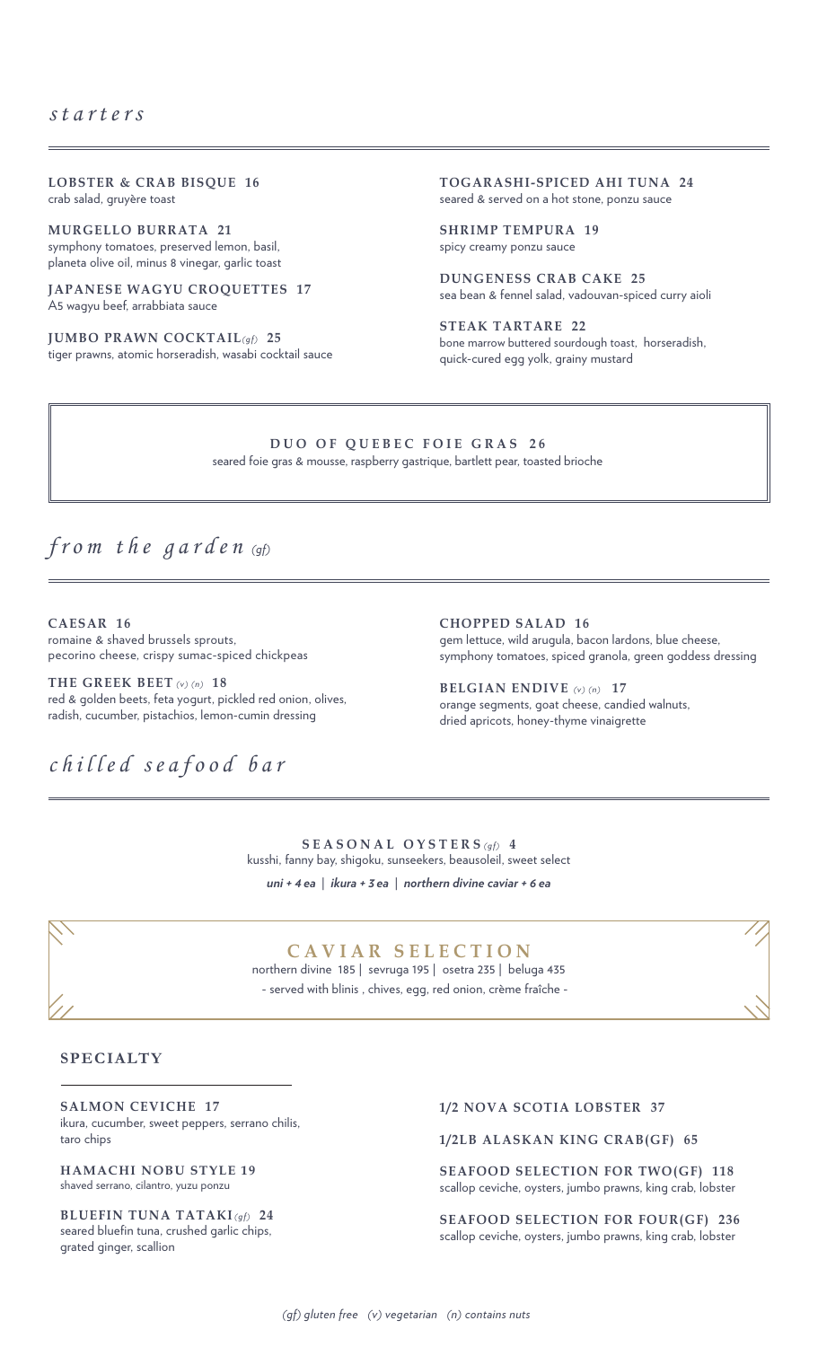## *starters*

**LOBSTER & CRAB BISQUE 16**
crab salad, gruyère toast

**MURGELLO BURRATA 21**
symphony tomatoes, preserved lemon, basil, planeta olive oil, minus 8 vinegar, garlic toast

**JAPANESE WAGYU CROQUETTES 17**
A5 wagyu beef, arrabbiata sauce

**JUMBO PRAWN COCKTAIL** *(gf)* **25**
tiger prawns, atomic horseradish, wasabi cocktail sauce

**TOGARASHI-SPICED AHI TUNA 24**
seared & served on a hot stone, ponzu sauce

**SHRIMP TEMPURA 19**
spicy creamy ponzu sauce

**DUNGENESS CRAB CAKE 25**
sea bean & fennel salad, vadouvan-spiced curry aioli

**STEAK TARTARE 22**
bone marrow buttered sourdough toast, horseradish, quick-cured egg yolk, grainy mustard

**DUO OF QUEBEC FOIE GRAS 26**
seared foie gras & mousse, raspberry gastrique, bartlett pear, toasted brioche

## *from the garden (gf)*

**CAESAR 16**
romaine & shaved brussels sprouts, pecorino cheese, crispy sumac-spiced chickpeas

**THE GREEK BEET** *(v) (n)* **18**
red & golden beets, feta yogurt, pickled red onion, olives, radish, cucumber, pistachios, lemon-cumin dressing

**CHOPPED SALAD 16**
gem lettuce, wild arugula, bacon lardons, blue cheese, symphony tomatoes, spiced granola, green goddess dressing

**BELGIAN ENDIVE** *(v) (n)* **17**
orange segments, goat cheese, candied walnuts, dried apricots, honey-thyme vinaigrette

## *chilled seafood bar*

**SEASONAL OYSTERS** *(gf)* **4**
kusshi, fanny bay, shigoku, sunseekers, beausoleil, sweet select

*uni + 4 ea | ikura + 3 ea | northern divine caviar + 6 ea*

### CAVIAR SELECTION

northern divine 185 | sevruga 195 | osetra 235 | beluga 435

- served with blinis , chives, egg, red onion, crème fraîche -

### SPECIALTY

**SALMON CEVICHE 17**
ikura, cucumber, sweet peppers, serrano chilis, taro chips

**HAMACHI NOBU STYLE 19**
shaved serrano, cilantro, yuzu ponzu

**BLUEFIN TUNA TATAKI** *(gf)* **24**
seared bluefin tuna, crushed garlic chips, grated ginger, scallion

**1/2 NOVA SCOTIA LOBSTER 37**

**1/2LB ALASKAN KING CRAB(GF) 65**

**SEAFOOD SELECTION FOR TWO(GF) 118**
scallop ceviche, oysters, jumbo prawns, king crab, lobster

**SEAFOOD SELECTION FOR FOUR(GF) 236**
scallop ceviche, oysters, jumbo prawns, king crab, lobster

*(gf) gluten free (v) vegetarian (n) contains nuts*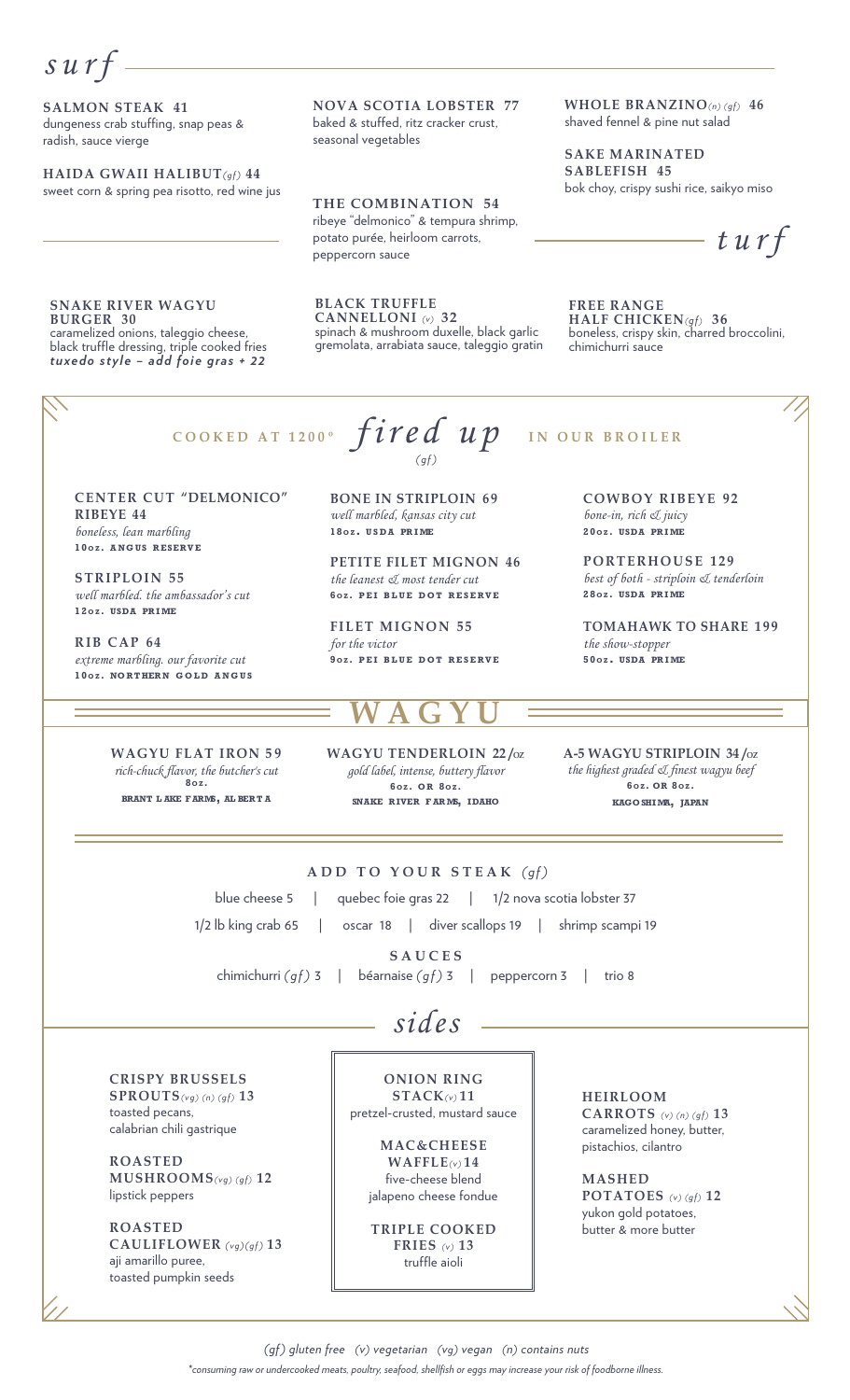# surf

**SALMON STEAK 41**
dungeness crab stuffing, snap peas & radish, sauce vierge

**HAIDA GWAII HALIBUT** *(gf)* **44**
sweet corn & spring pea risotto, red wine jus

**NOVA SCOTIA LOBSTER 77**
baked & stuffed, ritz cracker crust, seasonal vegetables

**THE COMBINATION 54**
ribeye "delmonico" & tempura shrimp, potato purée, heirloom carrots, peppercorn sauce

**WHOLE BRANZINO** *(n) (gf)* **46**
shaved fennel & pine nut salad

**SAKE MARINATED SABLEFISH 45**
bok choy, crispy sushi rice, saikyo miso

# turf

**SNAKE RIVER WAGYU BURGER 30**
caramelized onions, taleggio cheese, black truffle dressing, triple cooked fries
***tuxedo style – add foie gras + 22***

**BLACK TRUFFLE CANNELLONI** *(v)* **32**
spinach & mushroom duxelle, black garlic gremolata, arrabiata sauce, taleggio gratin

**FREE RANGE HALF CHICKEN** *(gf)* **36**
boneless, crispy skin, charred broccolini, chimichurri sauce

## COOKED AT 1200° *fired up* IN OUR BROILER
*(gf)*

**CENTER CUT "DELMONICO" RIBEYE 44**
*boneless, lean marbling*
**10oz. ANGUS RESERVE**

**STRIPLOIN 55**
*well marbled. the ambassador's cut*
**12oz. USDA PRIME**

**RIB CAP 64**
*extreme marbling. our favorite cut*
**10oz. NORTHERN GOLD ANGUS**

**BONE IN STRIPLOIN 69**
*well marbled, kansas city cut*
**18oz. USDA PRIME**

**PETITE FILET MIGNON 46**
*the leanest & most tender cut*
**6oz. PEI BLUE DOT RESERVE**

**FILET MIGNON 55**
*for the victor*
**9oz. PEI BLUE DOT RESERVE**

**COWBOY RIBEYE 92**
*bone-in, rich & juicy*
**20oz. USDA PRIME**

**PORTERHOUSE 129**
*best of both - striploin & tenderloin*
**28oz. USDA PRIME**

**TOMAHAWK TO SHARE 199**
*the show-stopper*
**50oz. USDA PRIME**

## WAGYU

**WAGYU FLAT IRON 59**
*rich-chuck flavor, the butcher's cut*
**8oz.**
**BRANT LAKE FARMS, ALBERTA**

**WAGYU TENDERLOIN 22/oz**
*gold label, intense, buttery flavor*
**6oz. OR 8oz.**
**SNAKE RIVER FARMS, IDAHO**

**A-5 WAGYU STRIPLOIN 34/oz**
*the highest graded & finest wagyu beef*
**6oz. OR 8oz.**
**KAGOSHIMA, JAPAN**

### ADD TO YOUR STEAK *(gf)*

blue cheese 5 | quebec foie gras 22 | 1/2 nova scotia lobster 37

1/2 lb king crab 65 | oscar 18 | diver scallops 19 | shrimp scampi 19

### SAUCES

chimichurri *(gf)* 3 | béarnaise *(gf)* 3 | peppercorn 3 | trio 8

# sides

**CRISPY BRUSSELS SPROUTS** *(vg) (n) (gf)* **13**
toasted pecans, calabrian chili gastrique

**ROASTED MUSHROOMS** *(vg) (gf)* **12**
lipstick peppers

**ROASTED CAULIFLOWER** *(vg)(gf)* **13**
aji amarillo puree, toasted pumpkin seeds

**ONION RING STACK** *(v)* **11**
pretzel-crusted, mustard sauce

**MAC&CHEESE WAFFLE** *(v)* **14**
five-cheese blend jalapeno cheese fondue

**TRIPLE COOKED FRIES** *(v)* **13**
truffle aioli

**HEIRLOOM CARROTS** *(v) (n) (gf)* **13**
caramelized honey, butter, pistachios, cilantro

**MASHED POTATOES** *(v) (gf)* **12**
yukon gold potatoes, butter & more butter

*(gf) gluten free (v) vegetarian (vg) vegan (n) contains nuts*

*\*consuming raw or undercooked meats, poultry, seafood, shellfish or eggs may increase your risk of foodborne illness.*